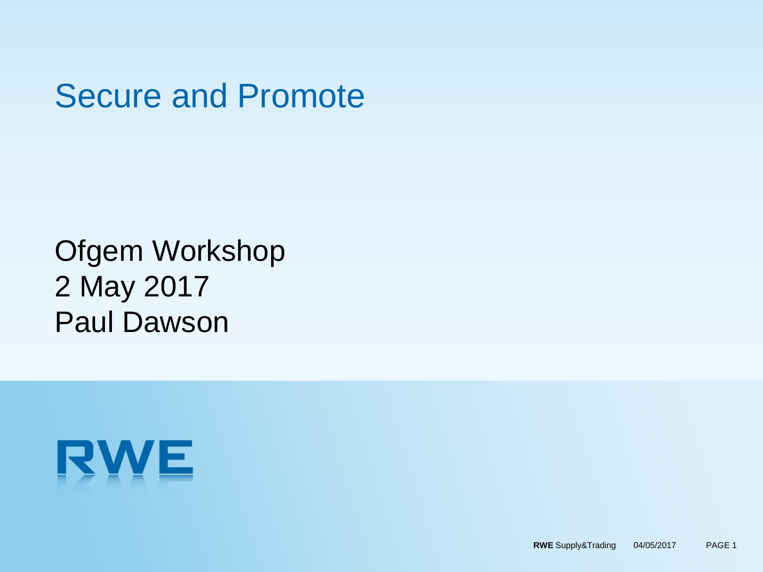# Secure and Promote

Ofgem Workshop
2 May 2017
Paul Dawson

RWE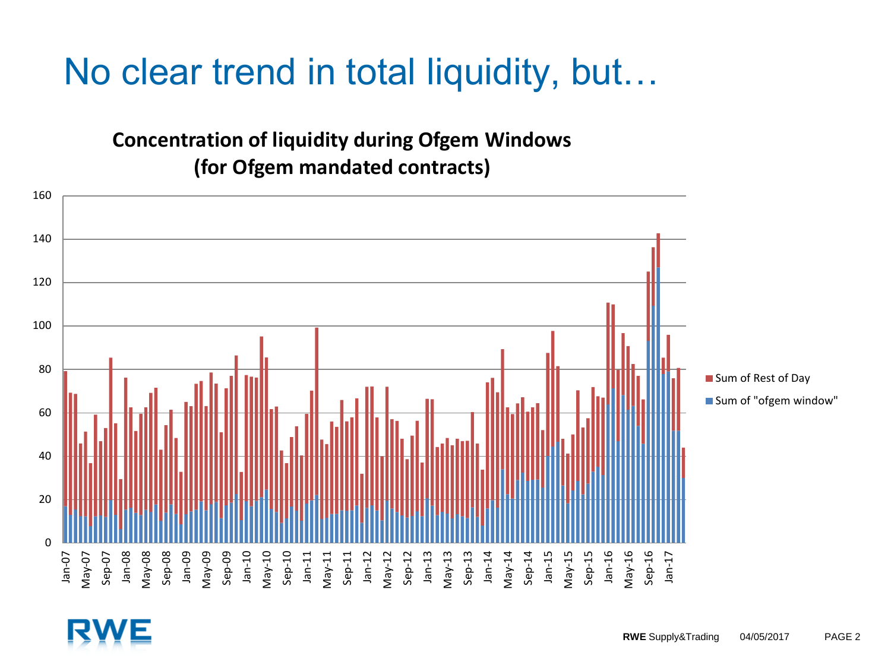# No clear trend in total liquidity, but…

**Concentration of liquidity during Ofgem Windows (for Ofgem mandated contracts)**

Sum of Rest of Day

Sum of "ofgem window"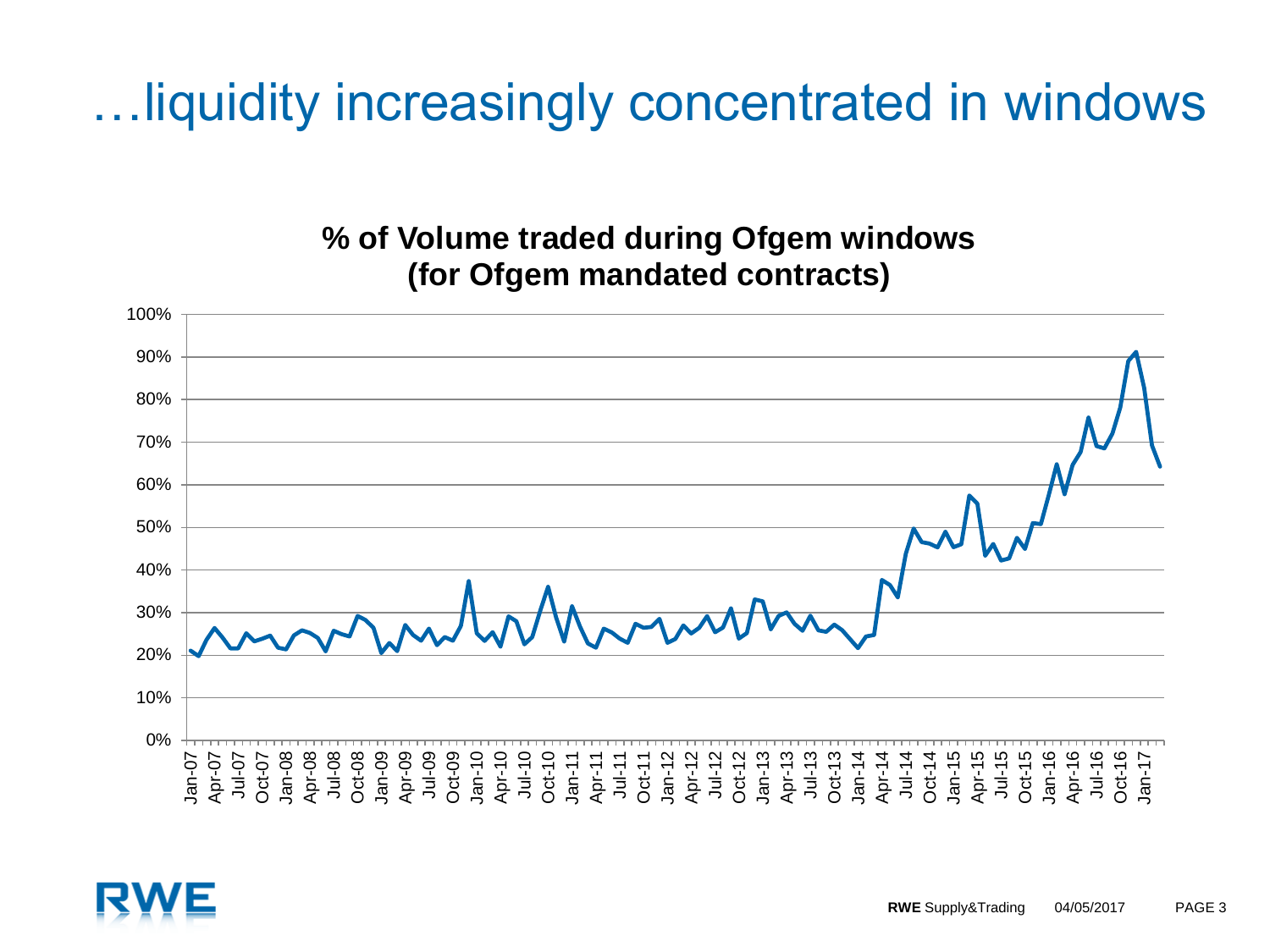# …liquidity increasingly concentrated in windows

**% of Volume traded during Ofgem windows (for Ofgem mandated contracts)**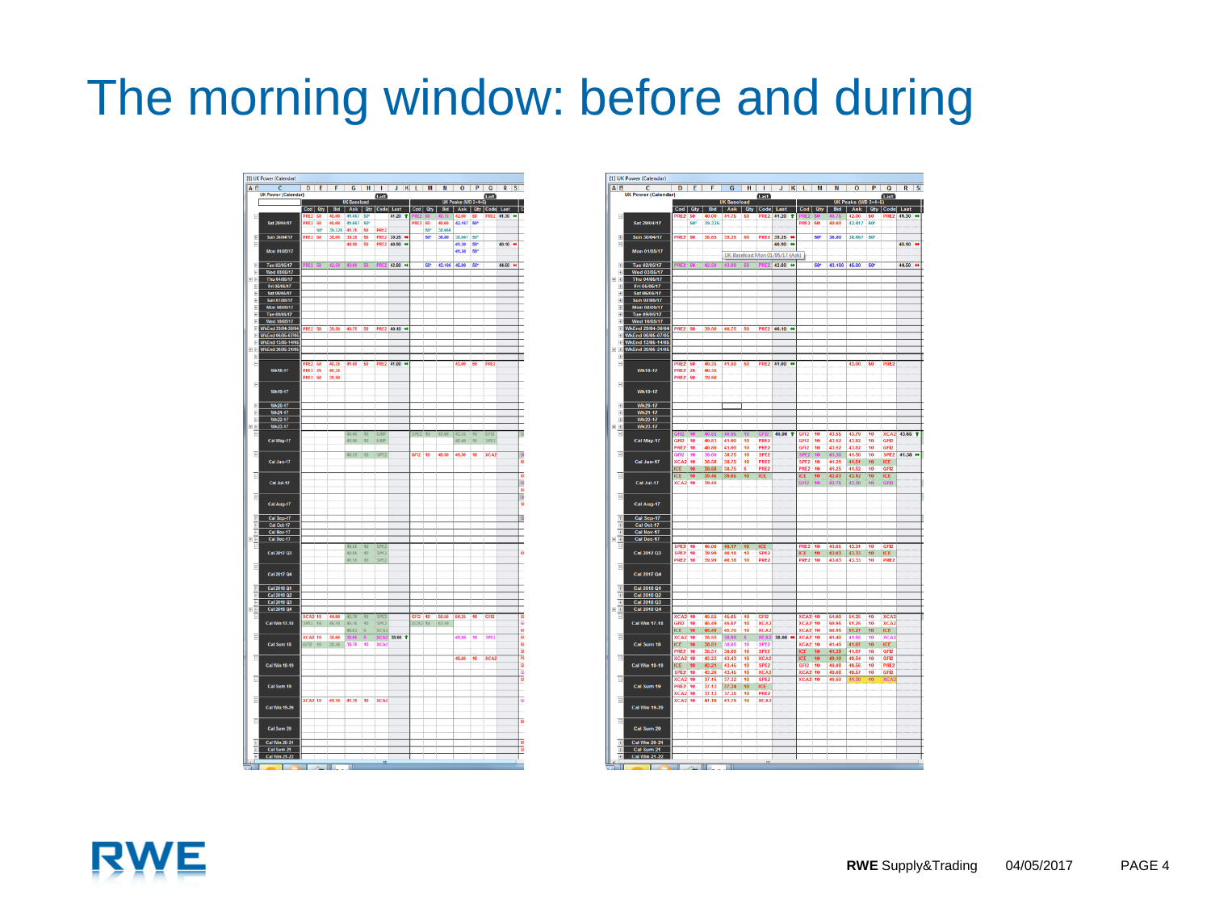# The morning window: before and during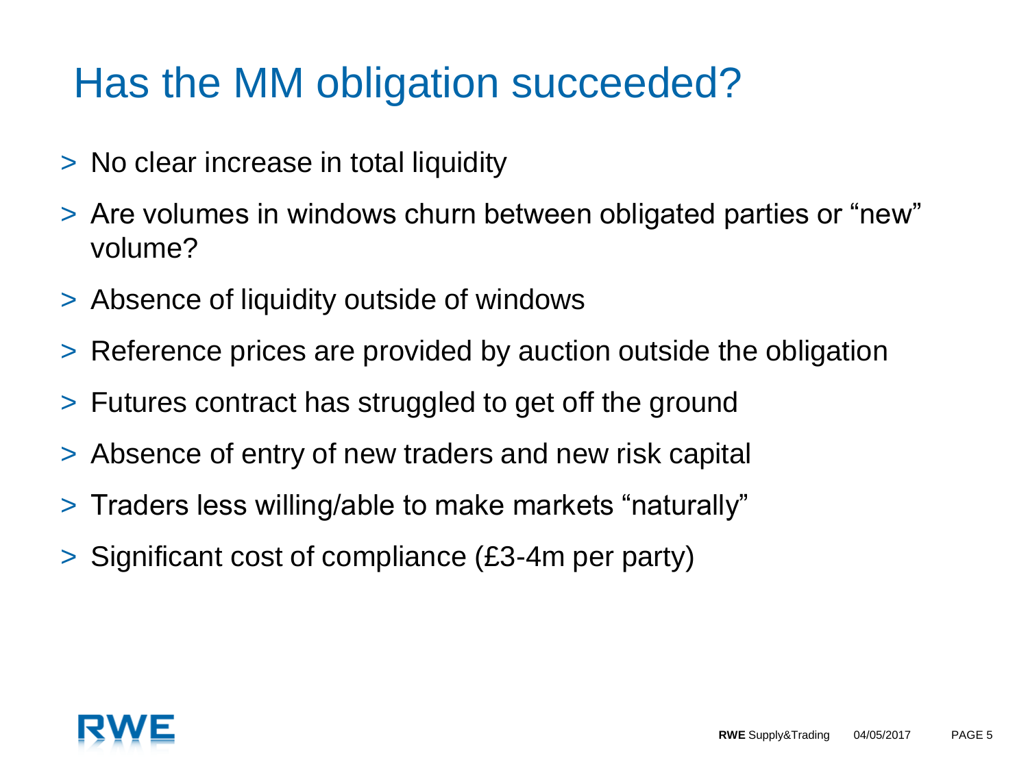# Has the MM obligation succeeded?

- No clear increase in total liquidity
- Are volumes in windows churn between obligated parties or "new" volume?
- Absence of liquidity outside of windows
- Reference prices are provided by auction outside the obligation
- Futures contract has struggled to get off the ground
- Absence of entry of new traders and new risk capital
- Traders less willing/able to make markets "naturally"
- Significant cost of compliance (£3-4m per party)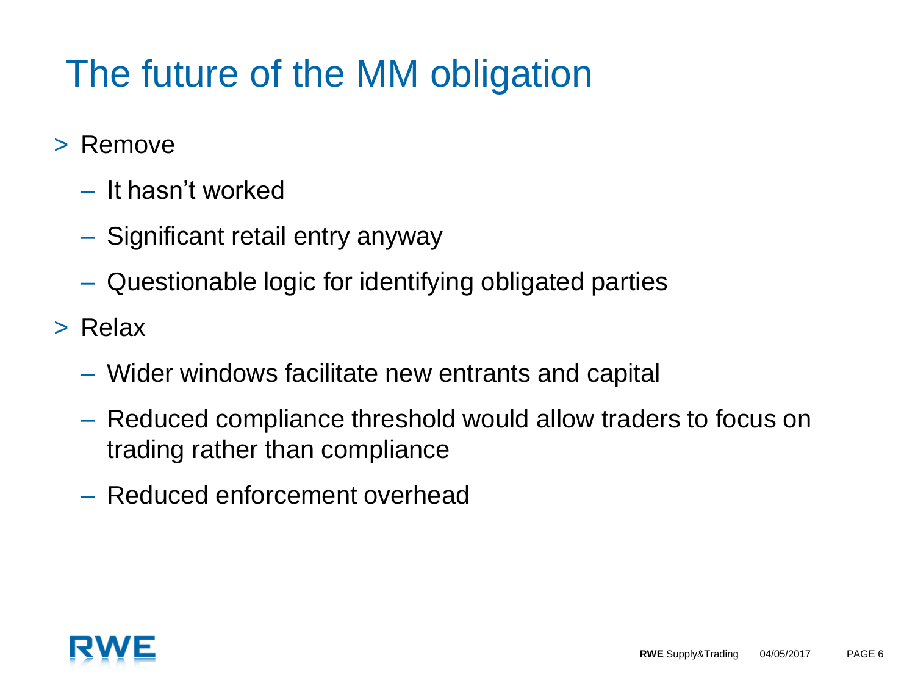# The future of the MM obligation

- Remove
  - It hasn't worked
  - Significant retail entry anyway
  - Questionable logic for identifying obligated parties
- Relax
  - Wider windows facilitate new entrants and capital
  - Reduced compliance threshold would allow traders to focus on trading rather than compliance
  - Reduced enforcement overhead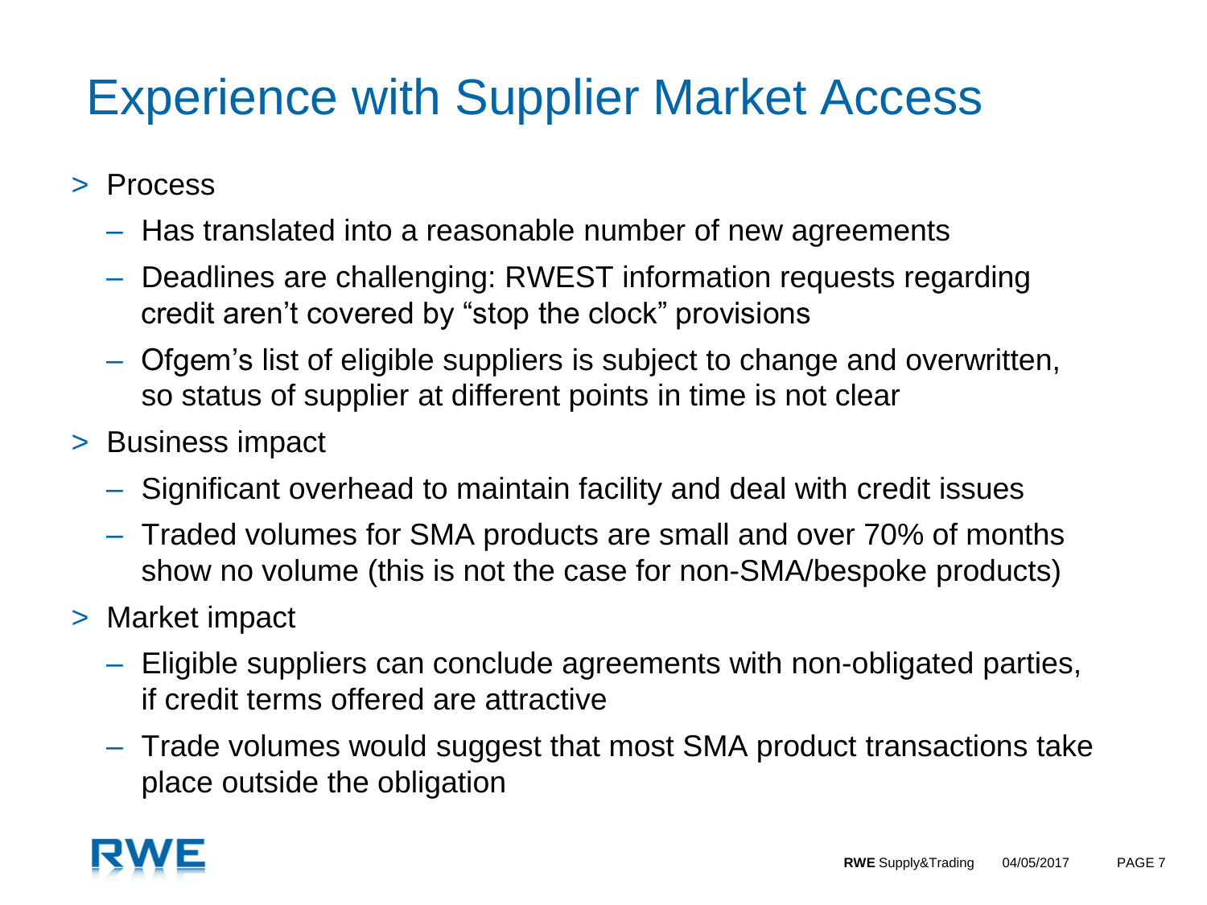# Experience with Supplier Market Access

- Process
  - Has translated into a reasonable number of new agreements
  - Deadlines are challenging: RWEST information requests regarding credit aren't covered by "stop the clock" provisions
  - Ofgem's list of eligible suppliers is subject to change and overwritten, so status of supplier at different points in time is not clear
- Business impact
  - Significant overhead to maintain facility and deal with credit issues
  - Traded volumes for SMA products are small and over 70% of months show no volume (this is not the case for non-SMA/bespoke products)
- Market impact
  - Eligible suppliers can conclude agreements with non-obligated parties, if credit terms offered are attractive
  - Trade volumes would suggest that most SMA product transactions take place outside the obligation